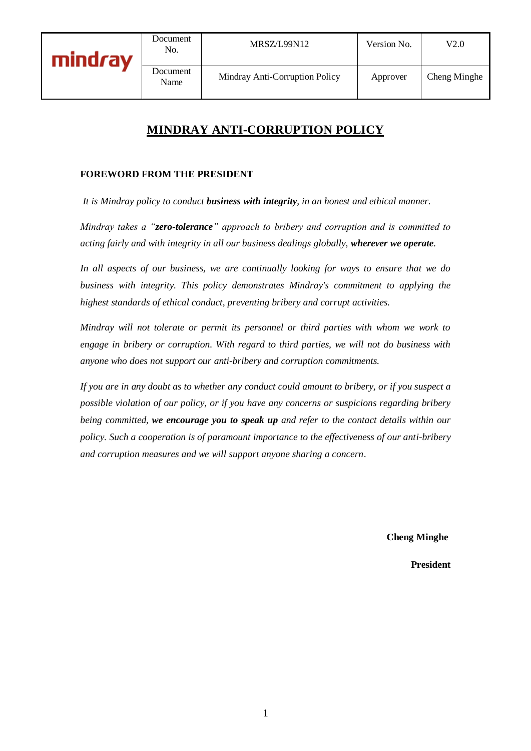| mindray | Document No. | MRSZ/L99N12 | Version No. | V2.0 |
|---|---|---|---|---|
| | Document Name | Mindray Anti-Corruption Policy | Approver | Cheng Minghe |

# MINDRAY ANTI-CORRUPTION POLICY

## FOREWORD FROM THE PRESIDENT

*It is Mindray policy to conduct **business with integrity**, in an honest and ethical manner.*

*Mindray takes a "**zero-tolerance**" approach to bribery and corruption and is committed to acting fairly and with integrity in all our business dealings globally, **wherever we operate**.*

*In all aspects of our business, we are continually looking for ways to ensure that we do business with integrity. This policy demonstrates Mindray's commitment to applying the highest standards of ethical conduct, preventing bribery and corrupt activities.*

*Mindray will not tolerate or permit its personnel or third parties with whom we work to engage in bribery or corruption. With regard to third parties, we will not do business with anyone who does not support our anti-bribery and corruption commitments.*

*If you are in any doubt as to whether any conduct could amount to bribery, or if you suspect a possible violation of our policy, or if you have any concerns or suspicions regarding bribery being committed, **we encourage you to speak up** and refer to the contact details within our policy. Such a cooperation is of paramount importance to the effectiveness of our anti-bribery and corruption measures and we will support anyone sharing a concern.*

**Cheng Minghe**

**President**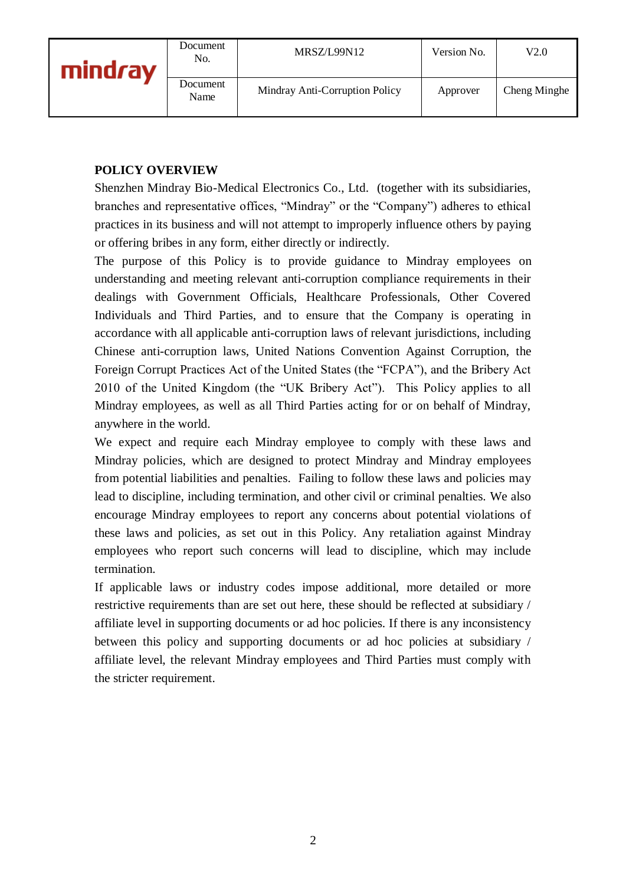## POLICY OVERVIEW

Shenzhen Mindray Bio-Medical Electronics Co., Ltd. (together with its subsidiaries, branches and representative offices, "Mindray" or the "Company") adheres to ethical practices in its business and will not attempt to improperly influence others by paying or offering bribes in any form, either directly or indirectly.

The purpose of this Policy is to provide guidance to Mindray employees on understanding and meeting relevant anti-corruption compliance requirements in their dealings with Government Officials, Healthcare Professionals, Other Covered Individuals and Third Parties, and to ensure that the Company is operating in accordance with all applicable anti-corruption laws of relevant jurisdictions, including Chinese anti-corruption laws, United Nations Convention Against Corruption, the Foreign Corrupt Practices Act of the United States (the "FCPA"), and the Bribery Act 2010 of the United Kingdom (the "UK Bribery Act"). This Policy applies to all Mindray employees, as well as all Third Parties acting for or on behalf of Mindray, anywhere in the world.

We expect and require each Mindray employee to comply with these laws and Mindray policies, which are designed to protect Mindray and Mindray employees from potential liabilities and penalties. Failing to follow these laws and policies may lead to discipline, including termination, and other civil or criminal penalties. We also encourage Mindray employees to report any concerns about potential violations of these laws and policies, as set out in this Policy. Any retaliation against Mindray employees who report such concerns will lead to discipline, which may include termination.

If applicable laws or industry codes impose additional, more detailed or more restrictive requirements than are set out here, these should be reflected at subsidiary / affiliate level in supporting documents or ad hoc policies. If there is any inconsistency between this policy and supporting documents or ad hoc policies at subsidiary / affiliate level, the relevant Mindray employees and Third Parties must comply with the stricter requirement.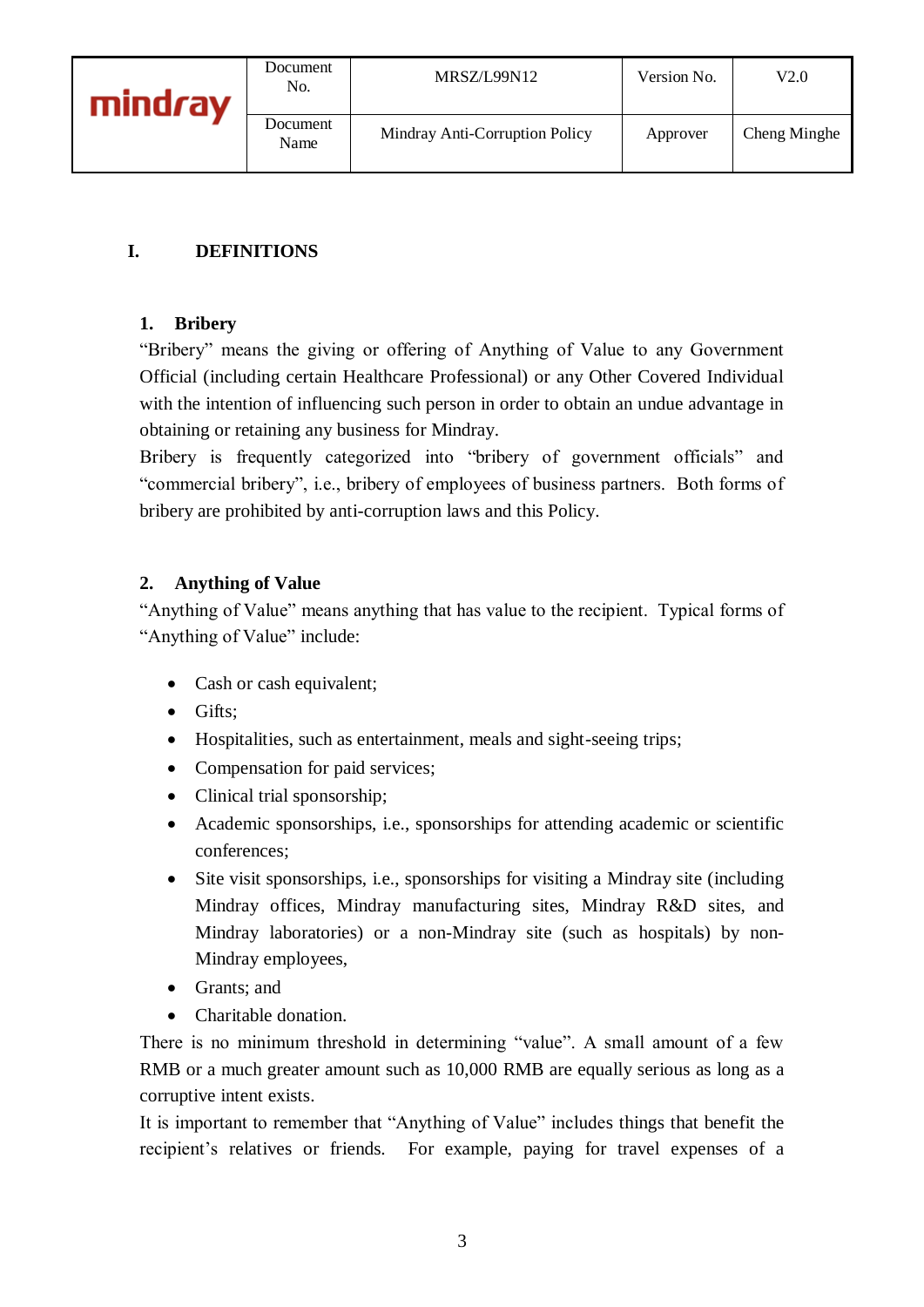## I. DEFINITIONS

### 1. Bribery

"Bribery" means the giving or offering of Anything of Value to any Government Official (including certain Healthcare Professional) or any Other Covered Individual with the intention of influencing such person in order to obtain an undue advantage in obtaining or retaining any business for Mindray.

Bribery is frequently categorized into "bribery of government officials" and "commercial bribery", i.e., bribery of employees of business partners. Both forms of bribery are prohibited by anti-corruption laws and this Policy.

### 2. Anything of Value

"Anything of Value" means anything that has value to the recipient. Typical forms of "Anything of Value" include:

- Cash or cash equivalent;
- Gifts;
- Hospitalities, such as entertainment, meals and sight-seeing trips;
- Compensation for paid services;
- Clinical trial sponsorship;
- Academic sponsorships, i.e., sponsorships for attending academic or scientific conferences;
- Site visit sponsorships, i.e., sponsorships for visiting a Mindray site (including Mindray offices, Mindray manufacturing sites, Mindray R&D sites, and Mindray laboratories) or a non-Mindray site (such as hospitals) by non-Mindray employees,
- Grants; and
- Charitable donation.

There is no minimum threshold in determining "value". A small amount of a few RMB or a much greater amount such as 10,000 RMB are equally serious as long as a corruptive intent exists.

It is important to remember that "Anything of Value" includes things that benefit the recipient's relatives or friends. For example, paying for travel expenses of a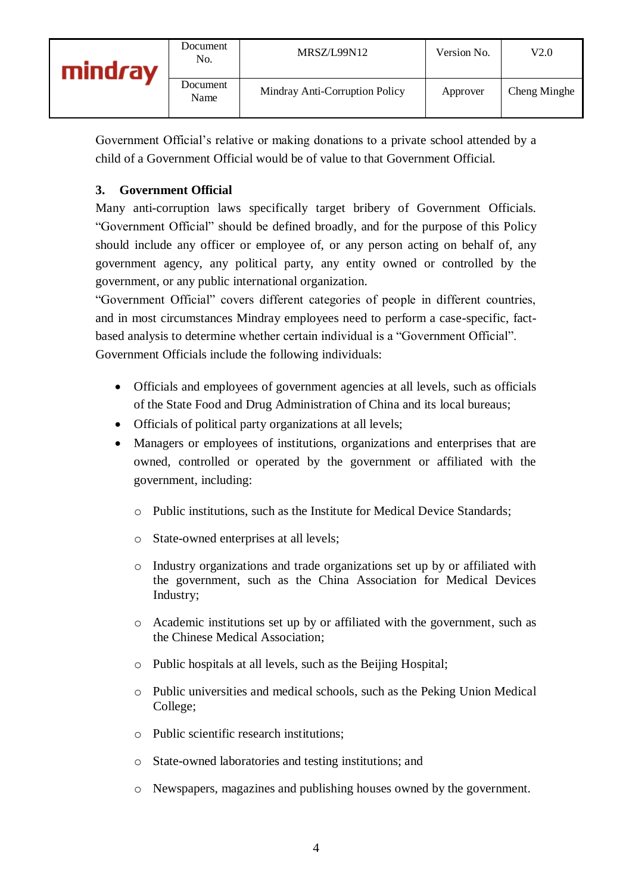Government Official's relative or making donations to a private school attended by a child of a Government Official would be of value to that Government Official.

### 3. Government Official

Many anti-corruption laws specifically target bribery of Government Officials. "Government Official" should be defined broadly, and for the purpose of this Policy should include any officer or employee of, or any person acting on behalf of, any government agency, any political party, any entity owned or controlled by the government, or any public international organization.

"Government Official" covers different categories of people in different countries, and in most circumstances Mindray employees need to perform a case-specific, fact-based analysis to determine whether certain individual is a "Government Official".

Government Officials include the following individuals:

- Officials and employees of government agencies at all levels, such as officials of the State Food and Drug Administration of China and its local bureaus;
- Officials of political party organizations at all levels;
- Managers or employees of institutions, organizations and enterprises that are owned, controlled or operated by the government or affiliated with the government, including:
  - Public institutions, such as the Institute for Medical Device Standards;
  - State-owned enterprises at all levels;
  - Industry organizations and trade organizations set up by or affiliated with the government, such as the China Association for Medical Devices Industry;
  - Academic institutions set up by or affiliated with the government, such as the Chinese Medical Association;
  - Public hospitals at all levels, such as the Beijing Hospital;
  - Public universities and medical schools, such as the Peking Union Medical College;
  - Public scientific research institutions;
  - State-owned laboratories and testing institutions; and
  - Newspapers, magazines and publishing houses owned by the government.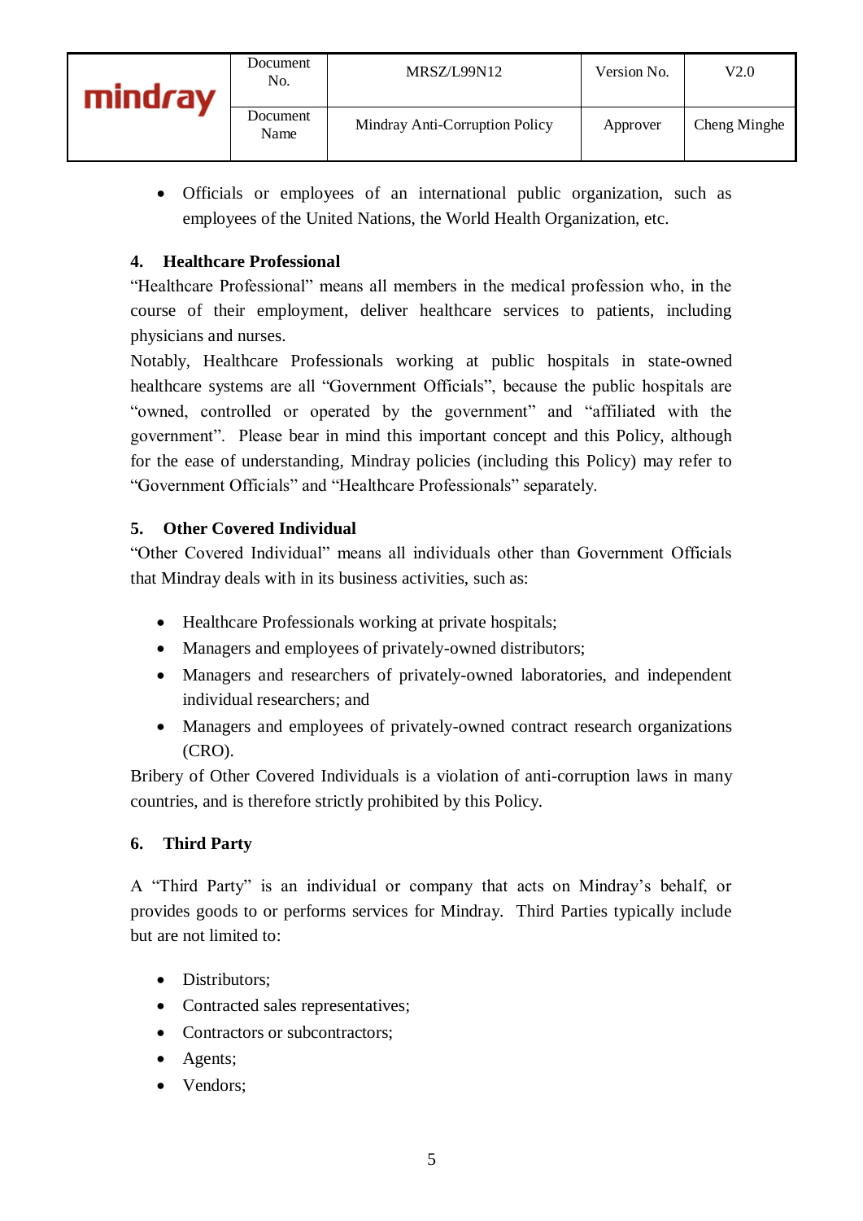- Officials or employees of an international public organization, such as employees of the United Nations, the World Health Organization, etc.

### 4. Healthcare Professional

"Healthcare Professional" means all members in the medical profession who, in the course of their employment, deliver healthcare services to patients, including physicians and nurses.

Notably, Healthcare Professionals working at public hospitals in state-owned healthcare systems are all "Government Officials", because the public hospitals are "owned, controlled or operated by the government" and "affiliated with the government". Please bear in mind this important concept and this Policy, although for the ease of understanding, Mindray policies (including this Policy) may refer to "Government Officials" and "Healthcare Professionals" separately.

### 5. Other Covered Individual

"Other Covered Individual" means all individuals other than Government Officials that Mindray deals with in its business activities, such as:

- Healthcare Professionals working at private hospitals;
- Managers and employees of privately-owned distributors;
- Managers and researchers of privately-owned laboratories, and independent individual researchers; and
- Managers and employees of privately-owned contract research organizations (CRO).

Bribery of Other Covered Individuals is a violation of anti-corruption laws in many countries, and is therefore strictly prohibited by this Policy.

### 6. Third Party

A "Third Party" is an individual or company that acts on Mindray's behalf, or provides goods to or performs services for Mindray. Third Parties typically include but are not limited to:

- Distributors;
- Contracted sales representatives;
- Contractors or subcontractors;
- Agents;
- Vendors;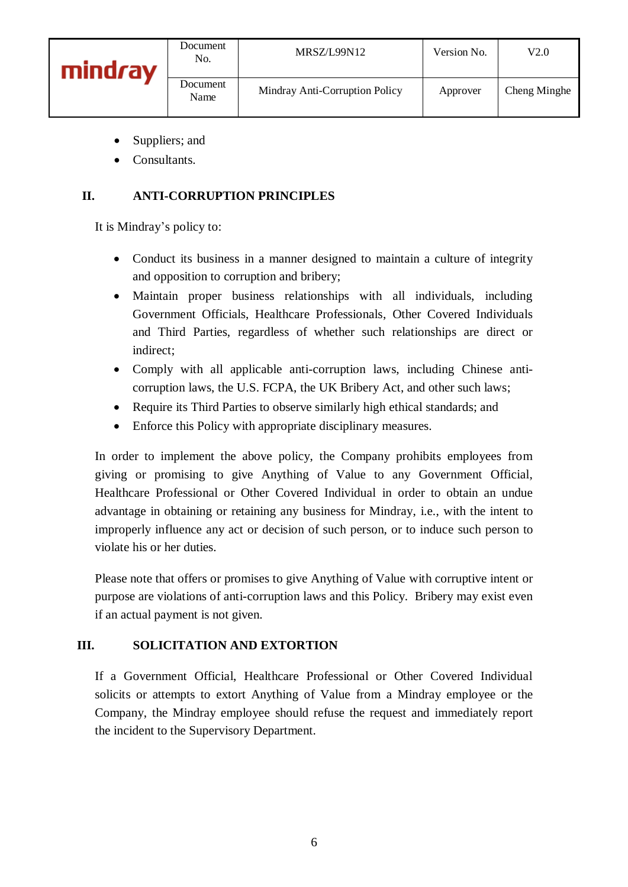- Suppliers; and
- Consultants.

## II. ANTI-CORRUPTION PRINCIPLES

It is Mindray's policy to:

- Conduct its business in a manner designed to maintain a culture of integrity and opposition to corruption and bribery;
- Maintain proper business relationships with all individuals, including Government Officials, Healthcare Professionals, Other Covered Individuals and Third Parties, regardless of whether such relationships are direct or indirect;
- Comply with all applicable anti-corruption laws, including Chinese anti-corruption laws, the U.S. FCPA, the UK Bribery Act, and other such laws;
- Require its Third Parties to observe similarly high ethical standards; and
- Enforce this Policy with appropriate disciplinary measures.

In order to implement the above policy, the Company prohibits employees from giving or promising to give Anything of Value to any Government Official, Healthcare Professional or Other Covered Individual in order to obtain an undue advantage in obtaining or retaining any business for Mindray, i.e., with the intent to improperly influence any act or decision of such person, or to induce such person to violate his or her duties.

Please note that offers or promises to give Anything of Value with corruptive intent or purpose are violations of anti-corruption laws and this Policy. Bribery may exist even if an actual payment is not given.

## III. SOLICITATION AND EXTORTION

If a Government Official, Healthcare Professional or Other Covered Individual solicits or attempts to extort Anything of Value from a Mindray employee or the Company, the Mindray employee should refuse the request and immediately report the incident to the Supervisory Department.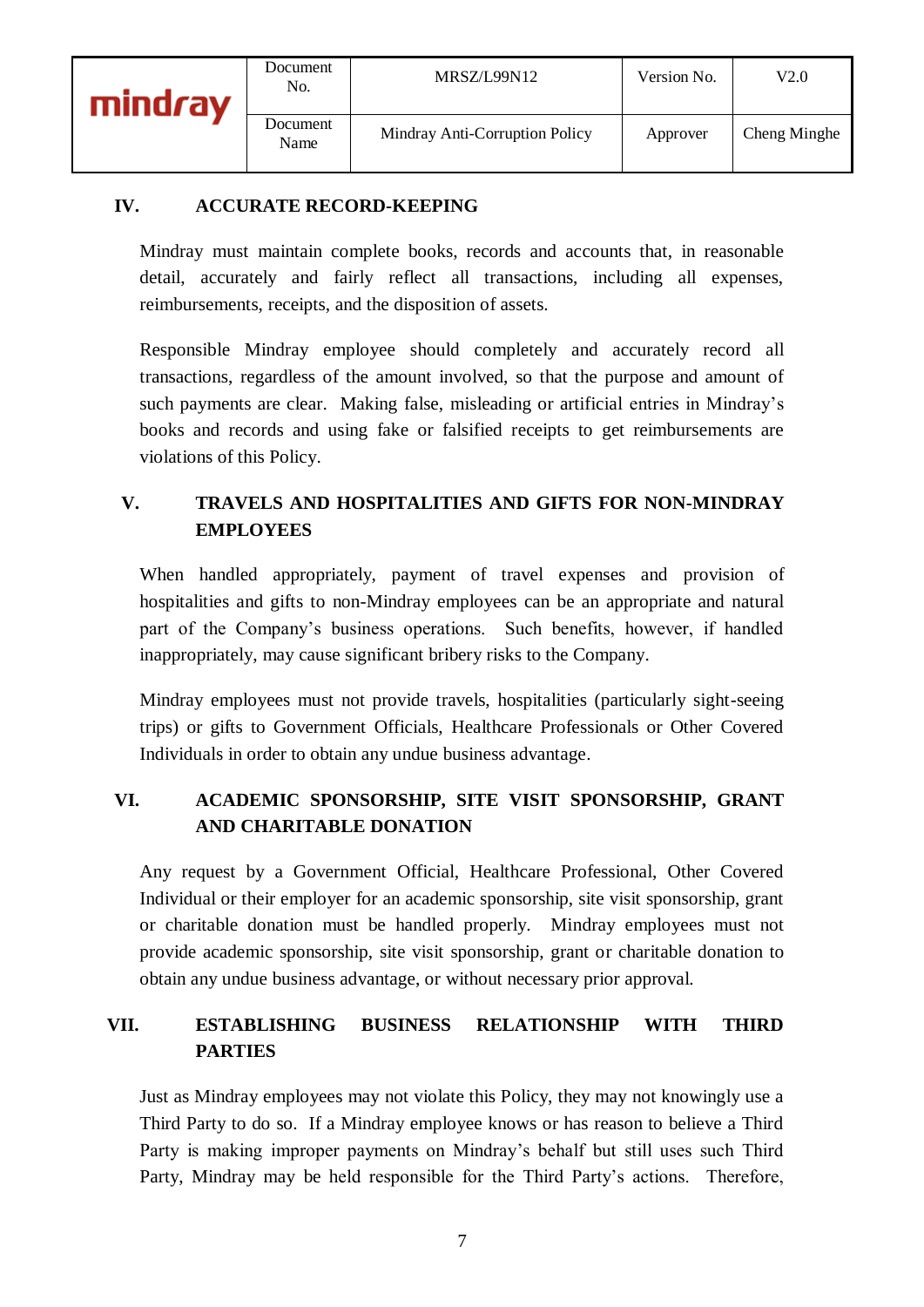## IV. ACCURATE RECORD-KEEPING

Mindray must maintain complete books, records and accounts that, in reasonable detail, accurately and fairly reflect all transactions, including all expenses, reimbursements, receipts, and the disposition of assets.

Responsible Mindray employee should completely and accurately record all transactions, regardless of the amount involved, so that the purpose and amount of such payments are clear. Making false, misleading or artificial entries in Mindray's books and records and using fake or falsified receipts to get reimbursements are violations of this Policy.

## V. TRAVELS AND HOSPITALITIES AND GIFTS FOR NON-MINDRAY EMPLOYEES

When handled appropriately, payment of travel expenses and provision of hospitalities and gifts to non-Mindray employees can be an appropriate and natural part of the Company's business operations. Such benefits, however, if handled inappropriately, may cause significant bribery risks to the Company.

Mindray employees must not provide travels, hospitalities (particularly sight-seeing trips) or gifts to Government Officials, Healthcare Professionals or Other Covered Individuals in order to obtain any undue business advantage.

## VI. ACADEMIC SPONSORSHIP, SITE VISIT SPONSORSHIP, GRANT AND CHARITABLE DONATION

Any request by a Government Official, Healthcare Professional, Other Covered Individual or their employer for an academic sponsorship, site visit sponsorship, grant or charitable donation must be handled properly. Mindray employees must not provide academic sponsorship, site visit sponsorship, grant or charitable donation to obtain any undue business advantage, or without necessary prior approval.

## VII. ESTABLISHING BUSINESS RELATIONSHIP WITH THIRD PARTIES

Just as Mindray employees may not violate this Policy, they may not knowingly use a Third Party to do so. If a Mindray employee knows or has reason to believe a Third Party is making improper payments on Mindray's behalf but still uses such Third Party, Mindray may be held responsible for the Third Party's actions. Therefore,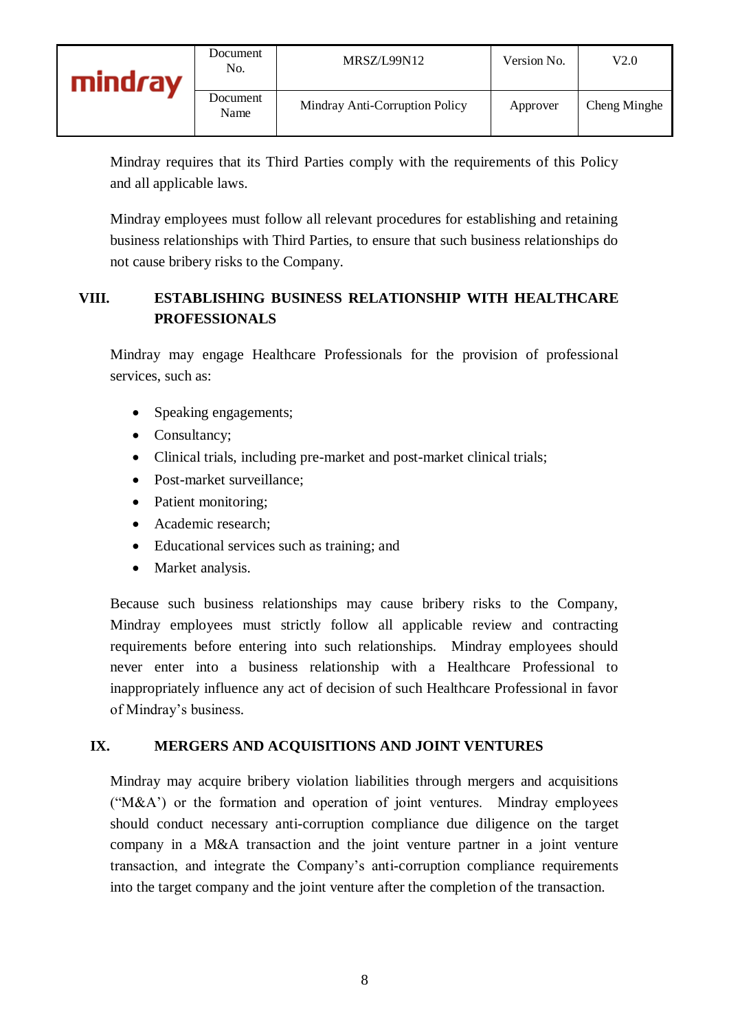Mindray requires that its Third Parties comply with the requirements of this Policy and all applicable laws.

Mindray employees must follow all relevant procedures for establishing and retaining business relationships with Third Parties, to ensure that such business relationships do not cause bribery risks to the Company.

## VIII. ESTABLISHING BUSINESS RELATIONSHIP WITH HEALTHCARE PROFESSIONALS

Mindray may engage Healthcare Professionals for the provision of professional services, such as:

- Speaking engagements;
- Consultancy;
- Clinical trials, including pre-market and post-market clinical trials;
- Post-market surveillance;
- Patient monitoring;
- Academic research;
- Educational services such as training; and
- Market analysis.

Because such business relationships may cause bribery risks to the Company, Mindray employees must strictly follow all applicable review and contracting requirements before entering into such relationships. Mindray employees should never enter into a business relationship with a Healthcare Professional to inappropriately influence any act of decision of such Healthcare Professional in favor of Mindray's business.

## IX. MERGERS AND ACQUISITIONS AND JOINT VENTURES

Mindray may acquire bribery violation liabilities through mergers and acquisitions ("M&A') or the formation and operation of joint ventures. Mindray employees should conduct necessary anti-corruption compliance due diligence on the target company in a M&A transaction and the joint venture partner in a joint venture transaction, and integrate the Company's anti-corruption compliance requirements into the target company and the joint venture after the completion of the transaction.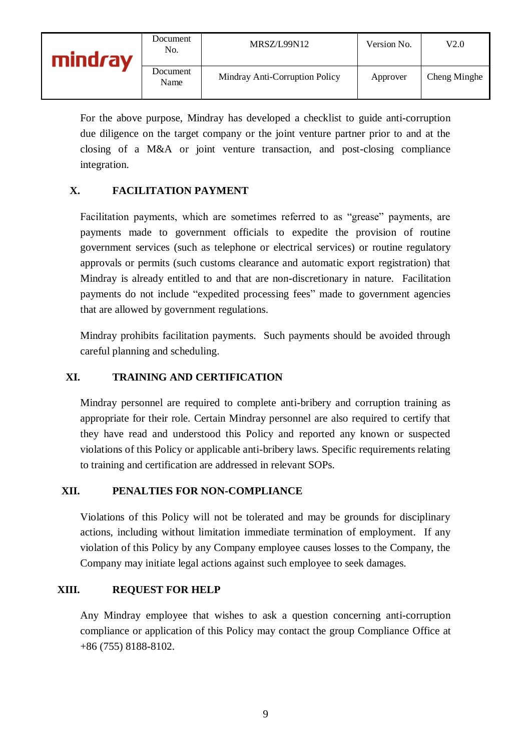For the above purpose, Mindray has developed a checklist to guide anti-corruption due diligence on the target company or the joint venture partner prior to and at the closing of a M&A or joint venture transaction, and post-closing compliance integration.

## X. FACILITATION PAYMENT

Facilitation payments, which are sometimes referred to as "grease" payments, are payments made to government officials to expedite the provision of routine government services (such as telephone or electrical services) or routine regulatory approvals or permits (such customs clearance and automatic export registration) that Mindray is already entitled to and that are non-discretionary in nature. Facilitation payments do not include "expedited processing fees" made to government agencies that are allowed by government regulations.

Mindray prohibits facilitation payments. Such payments should be avoided through careful planning and scheduling.

## XI. TRAINING AND CERTIFICATION

Mindray personnel are required to complete anti-bribery and corruption training as appropriate for their role. Certain Mindray personnel are also required to certify that they have read and understood this Policy and reported any known or suspected violations of this Policy or applicable anti-bribery laws. Specific requirements relating to training and certification are addressed in relevant SOPs.

## XII. PENALTIES FOR NON-COMPLIANCE

Violations of this Policy will not be tolerated and may be grounds for disciplinary actions, including without limitation immediate termination of employment. If any violation of this Policy by any Company employee causes losses to the Company, the Company may initiate legal actions against such employee to seek damages.

## XIII. REQUEST FOR HELP

Any Mindray employee that wishes to ask a question concerning anti-corruption compliance or application of this Policy may contact the group Compliance Office at +86 (755) 8188-8102.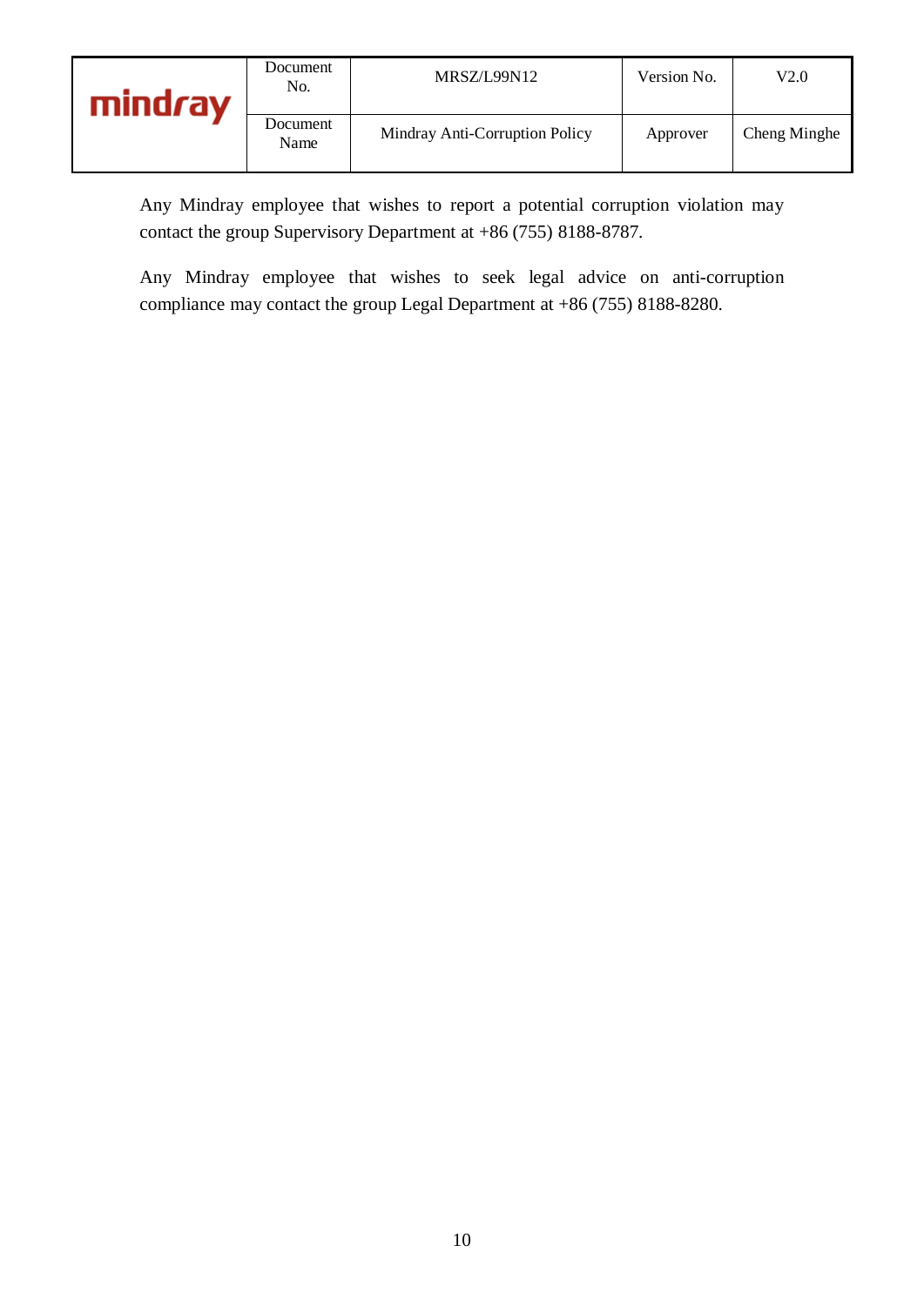Any Mindray employee that wishes to report a potential corruption violation may contact the group Supervisory Department at +86 (755) 8188-8787.

Any Mindray employee that wishes to seek legal advice on anti-corruption compliance may contact the group Legal Department at +86 (755) 8188-8280.